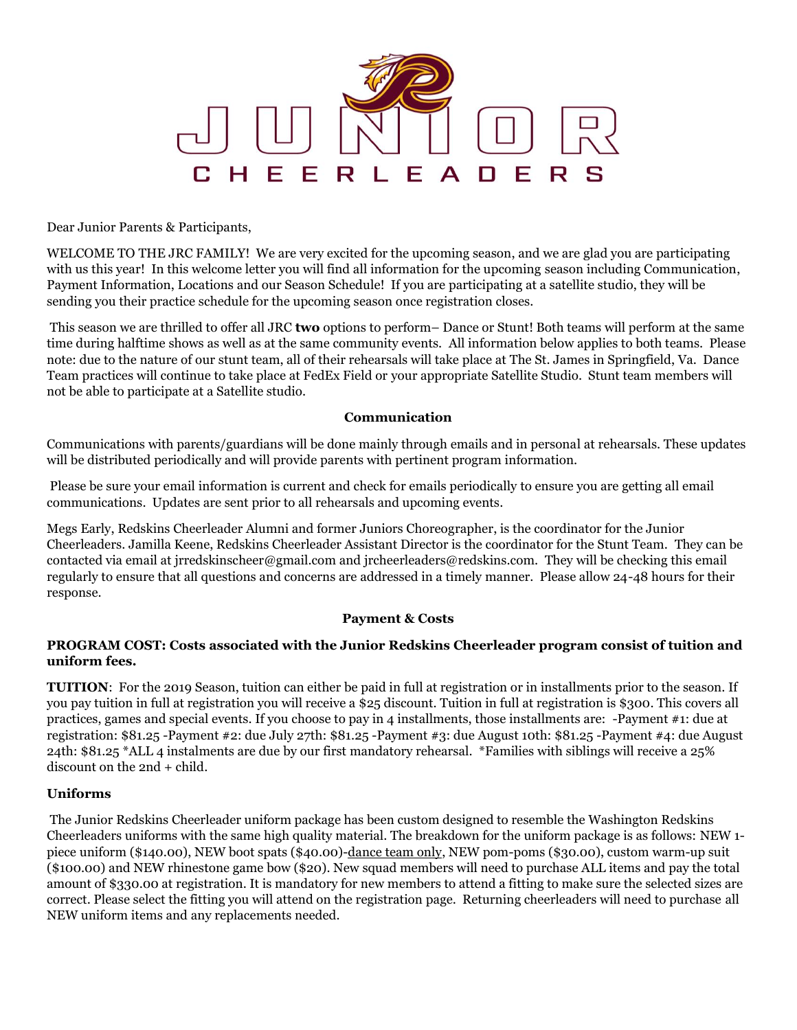# JUNIOR CHEERLEADERS

Dear Junior Parents & Participants,

WELCOME TO THE JRC FAMILY! We are very excited for the upcoming season, and we are glad you are participating with us this year! In this welcome letter you will find all information for the upcoming season including Communication, Payment Information, Locations and our Season Schedule! If you are participating at a satellite studio, they will be sending you their practice schedule for the upcoming season once registration closes.

This season we are thrilled to offer all JRC **two** options to perform– Dance or Stunt! Both teams will perform at the same time during halftime shows as well as at the same community events. All information below applies to both teams. Please note: due to the nature of our stunt team, all of their rehearsals will take place at The St. James in Springfield, Va. Dance Team practices will continue to take place at FedEx Field or your appropriate Satellite Studio. Stunt team members will not be able to participate at a Satellite studio.

**Communication**

Communications with parents/guardians will be done mainly through emails and in personal at rehearsals. These updates will be distributed periodically and will provide parents with pertinent program information.

Please be sure your email information is current and check for emails periodically to ensure you are getting all email communications. Updates are sent prior to all rehearsals and upcoming events.

Megs Early, Redskins Cheerleader Alumni and former Juniors Choreographer, is the coordinator for the Junior Cheerleaders. Jamilla Keene, Redskins Cheerleader Assistant Director is the coordinator for the Stunt Team. They can be contacted via email at jrredskinscheer@gmail.com and jrcheerleaders@redskins.com. They will be checking this email regularly to ensure that all questions and concerns are addressed in a timely manner. Please allow 24-48 hours for their response.

**Payment & Costs**

**PROGRAM COST: Costs associated with the Junior Redskins Cheerleader program consist of tuition and uniform fees.**

**TUITION**: For the 2019 Season, tuition can either be paid in full at registration or in installments prior to the season. If you pay tuition in full at registration you will receive a $25 discount. Tuition in full at registration is $300. This covers all practices, games and special events. If you choose to pay in 4 installments, those installments are: -Payment #1: due at registration: $81.25 -Payment #2: due July 27th: $81.25 -Payment #3: due August 10th: $81.25 -Payment #4: due August 24th: $81.25 *ALL 4 instalments are due by our first mandatory rehearsal. *Families with siblings will receive a 25% discount on the 2nd + child.

**Uniforms**

The Junior Redskins Cheerleader uniform package has been custom designed to resemble the Washington Redskins Cheerleaders uniforms with the same high quality material. The breakdown for the uniform package is as follows: NEW 1-piece uniform ($140.00), NEW boot spats ($40.00)-dance team only, NEW pom-poms ($30.00), custom warm-up suit ($100.00) and NEW rhinestone game bow ($20). New squad members will need to purchase ALL items and pay the total amount of $330.00 at registration. It is mandatory for new members to attend a fitting to make sure the selected sizes are correct. Please select the fitting you will attend on the registration page. Returning cheerleaders will need to purchase all NEW uniform items and any replacements needed.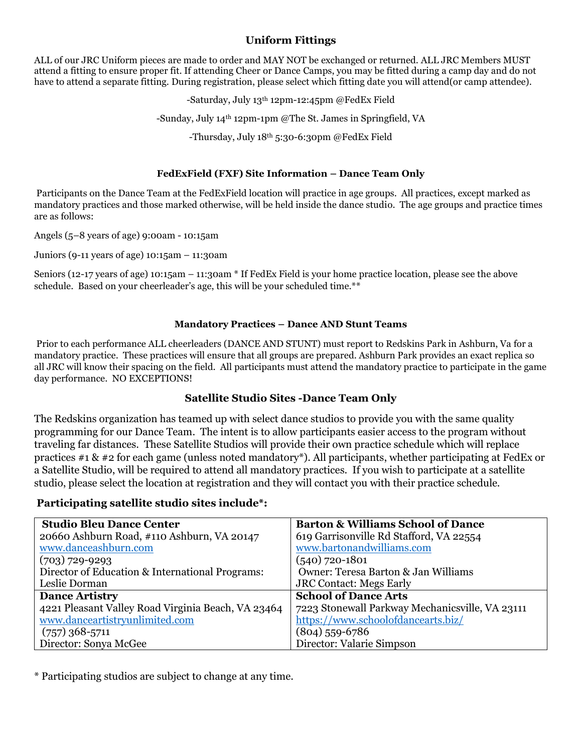## Uniform Fittings

ALL of our JRC Uniform pieces are made to order and MAY NOT be exchanged or returned. ALL JRC Members MUST attend a fitting to ensure proper fit. If attending Cheer or Dance Camps, you may be fitted during a camp day and do not have to attend a separate fitting. During registration, please select which fitting date you will attend(or camp attendee).

-Saturday, July 13th 12pm-12:45pm @FedEx Field

-Sunday, July 14th 12pm-1pm @The St. James in Springfield, VA

-Thursday, July 18th 5:30-6:30pm @FedEx Field

### FedExField (FXF) Site Information – Dance Team Only

Participants on the Dance Team at the FedExField location will practice in age groups. All practices, except marked as mandatory practices and those marked otherwise, will be held inside the dance studio. The age groups and practice times are as follows:

Angels (5–8 years of age) 9:00am - 10:15am

Juniors (9-11 years of age) 10:15am – 11:30am

Seniors (12-17 years of age) 10:15am – 11:30am * If FedEx Field is your home practice location, please see the above schedule. Based on your cheerleader's age, this will be your scheduled time.**

### Mandatory Practices – Dance AND Stunt Teams

Prior to each performance ALL cheerleaders (DANCE AND STUNT) must report to Redskins Park in Ashburn, Va for a mandatory practice. These practices will ensure that all groups are prepared. Ashburn Park provides an exact replica so all JRC will know their spacing on the field. All participants must attend the mandatory practice to participate in the game day performance. NO EXCEPTIONS!

## Satellite Studio Sites -Dance Team Only

The Redskins organization has teamed up with select dance studios to provide you with the same quality programming for our Dance Team. The intent is to allow participants easier access to the program without traveling far distances. These Satellite Studios will provide their own practice schedule which will replace practices #1 & #2 for each game (unless noted mandatory*). All participants, whether participating at FedEx or a Satellite Studio, will be required to attend all mandatory practices. If you wish to participate at a satellite studio, please select the location at registration and they will contact you with their practice schedule.

**Participating satellite studio sites include*:**

| | |
|---|---|
| **Studio Bleu Dance Center**<br>20660 Ashburn Road, #110 Ashburn, VA 20147<br>www.danceashburn.com<br>(703) 729-9293<br>Director of Education & International Programs: Leslie Dorman | **Barton & Williams School of Dance**<br>619 Garrisonville Rd Stafford, VA 22554<br>www.bartonandwilliams.com<br>(540) 720-1801<br>Owner: Teresa Barton & Jan Williams<br>JRC Contact: Megs Early |
| **Dance Artistry**<br>4221 Pleasant Valley Road Virginia Beach, VA 23464<br>www.danceartistryunlimited.com<br>(757) 368-5711<br>Director: Sonya McGee | **School of Dance Arts**<br>7223 Stonewall Parkway Mechanicsville, VA 23111<br>https://www.schoolofdancearts.biz/<br>(804) 559-6786<br>Director: Valarie Simpson |

* Participating studios are subject to change at any time.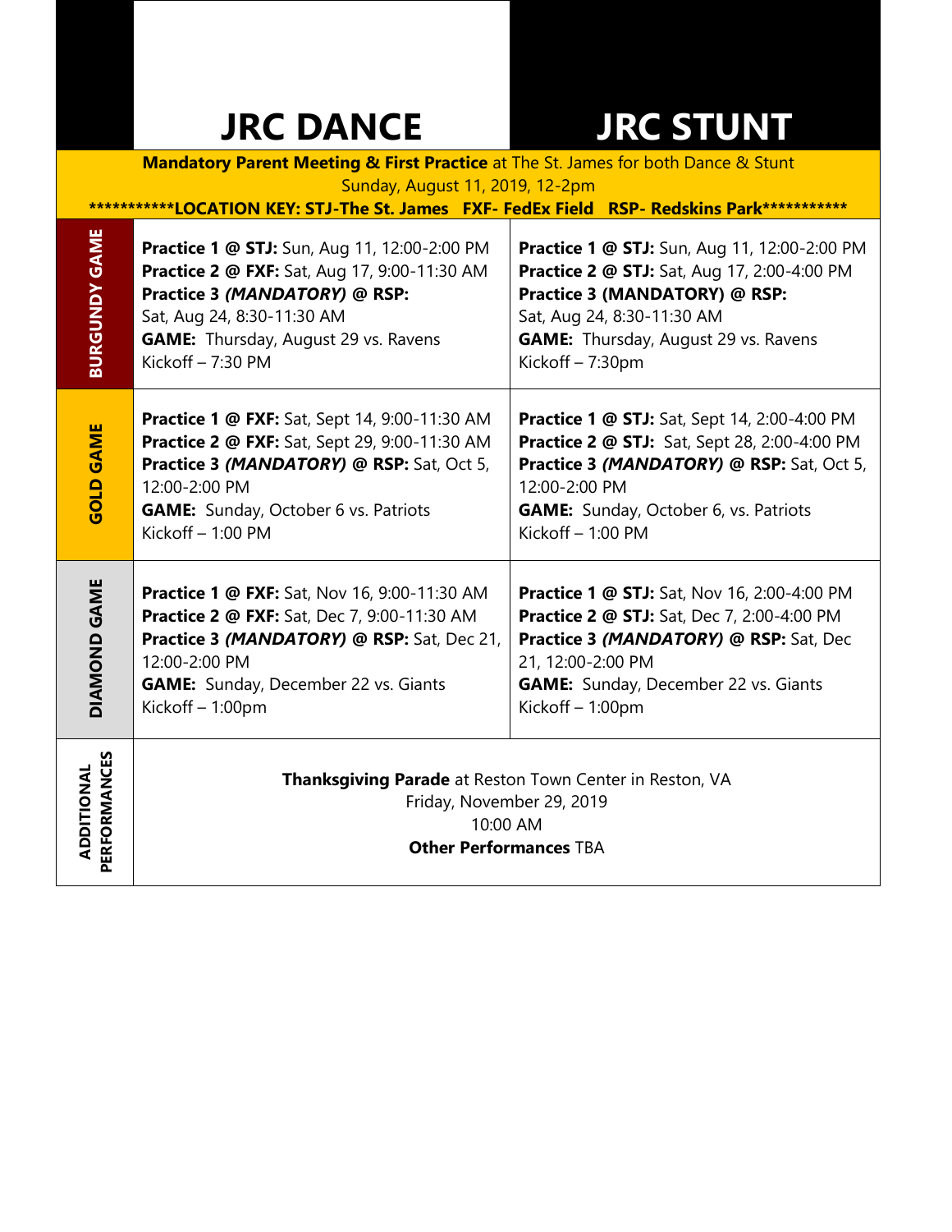| | JRC DANCE | JRC STUNT |
|---|---|---|
| | **Mandatory Parent Meeting & First Practice** at The St. James for both Dance & Stunt<br>Sunday, August 11, 2019, 12-2pm<br>**\*\*\*\*\*\*\*\*\*\*\*LOCATION KEY: STJ-The St. James FXF- FedEx Field RSP- Redskins Park\*\*\*\*\*\*\*\*\*\*\*** | |
| **BURGUNDY GAME** | **Practice 1 @ STJ:** Sun, Aug 11, 12:00-2:00 PM<br>**Practice 2 @ FXF:** Sat, Aug 17, 9:00-11:30 AM<br>**Practice 3 *(MANDATORY)* @ RSP:**<br>Sat, Aug 24, 8:30-11:30 AM<br>**GAME:** Thursday, August 29 vs. Ravens<br>Kickoff – 7:30 PM | **Practice 1 @ STJ:** Sun, Aug 11, 12:00-2:00 PM<br>**Practice 2 @ STJ:** Sat, Aug 17, 2:00-4:00 PM<br>**Practice 3 (MANDATORY) @ RSP:**<br>Sat, Aug 24, 8:30-11:30 AM<br>**GAME:** Thursday, August 29 vs. Ravens<br>Kickoff – 7:30pm |
| **GOLD GAME** | **Practice 1 @ FXF:** Sat, Sept 14, 9:00-11:30 AM<br>**Practice 2 @ FXF:** Sat, Sept 29, 9:00-11:30 AM<br>**Practice 3 *(MANDATORY)* @ RSP:** Sat, Oct 5, 12:00-2:00 PM<br>**GAME:** Sunday, October 6 vs. Patriots<br>Kickoff – 1:00 PM | **Practice 1 @ STJ:** Sat, Sept 14, 2:00-4:00 PM<br>**Practice 2 @ STJ:** Sat, Sept 28, 2:00-4:00 PM<br>**Practice 3 *(MANDATORY)* @ RSP:** Sat, Oct 5, 12:00-2:00 PM<br>**GAME:** Sunday, October 6, vs. Patriots<br>Kickoff – 1:00 PM |
| **DIAMOND GAME** | **Practice 1 @ FXF:** Sat, Nov 16, 9:00-11:30 AM<br>**Practice 2 @ FXF:** Sat, Dec 7, 9:00-11:30 AM<br>**Practice 3 *(MANDATORY)* @ RSP:** Sat, Dec 21, 12:00-2:00 PM<br>**GAME:** Sunday, December 22 vs. Giants<br>Kickoff – 1:00pm | **Practice 1 @ STJ:** Sat, Nov 16, 2:00-4:00 PM<br>**Practice 2 @ STJ:** Sat, Dec 7, 2:00-4:00 PM<br>**Practice 3 *(MANDATORY)* @ RSP:** Sat, Dec 21, 12:00-2:00 PM<br>**GAME:** Sunday, December 22 vs. Giants<br>Kickoff – 1:00pm |
| **ADDITIONAL PERFORMANCES** | **Thanksgiving Parade** at Reston Town Center in Reston, VA<br>Friday, November 29, 2019<br>10:00 AM<br>**Other Performances** TBA | |